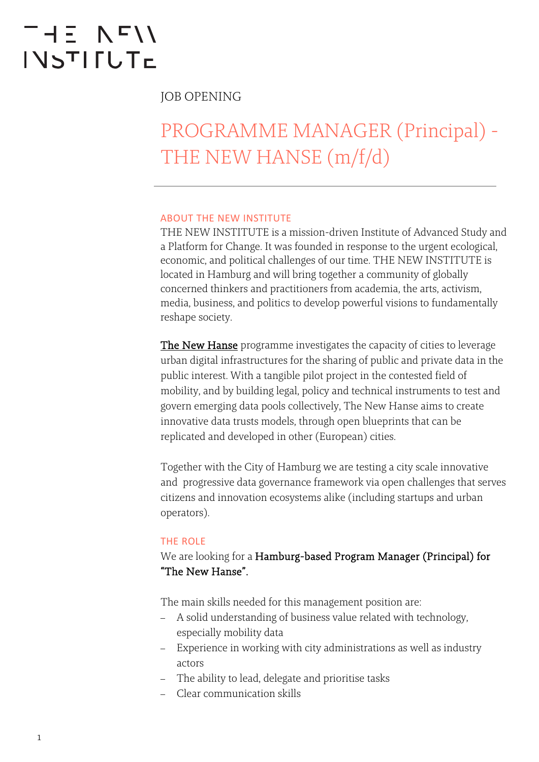THE NEW INSTITUTE

JOB OPENING

# PROGRAMME MANAGER (Principal) - THE NEW HANSE (m/f/d)

## ABOUT THE NEW INSTITUTE

THE NEW INSTITUTE is a mission-driven Institute of Advanced Study and a Platform for Change. It was founded in response to the urgent ecological, economic, and political challenges of our time. THE NEW INSTITUTE is located in Hamburg and will bring together a community of globally concerned thinkers and practitioners from academia, the arts, activism, media, business, and politics to develop powerful visions to fundamentally reshape society.

The New Hanse programme investigates the capacity of cities to leverage urban digital infrastructures for the sharing of public and private data in the public interest. With a tangible pilot project in the contested field of mobility, and by building legal, policy and technical instruments to test and govern emerging data pools collectively, The New Hanse aims to create innovative data trusts models, through open blueprints that can be replicated and developed in other (European) cities.

Together with the City of Hamburg we are testing a city scale innovative and progressive data governance framework via open challenges that serves citizens and innovation ecosystems alike (including startups and urban operators).

## THE ROLE

We are looking for a **Hamburg-based Program Manager (Principal) for "The New Hanse".**

The main skills needed for this management position are:

- A solid understanding of business value related with technology, especially mobility data
- Experience in working with city administrations as well as industry actors
- The ability to lead, delegate and prioritise tasks
- Clear communication skills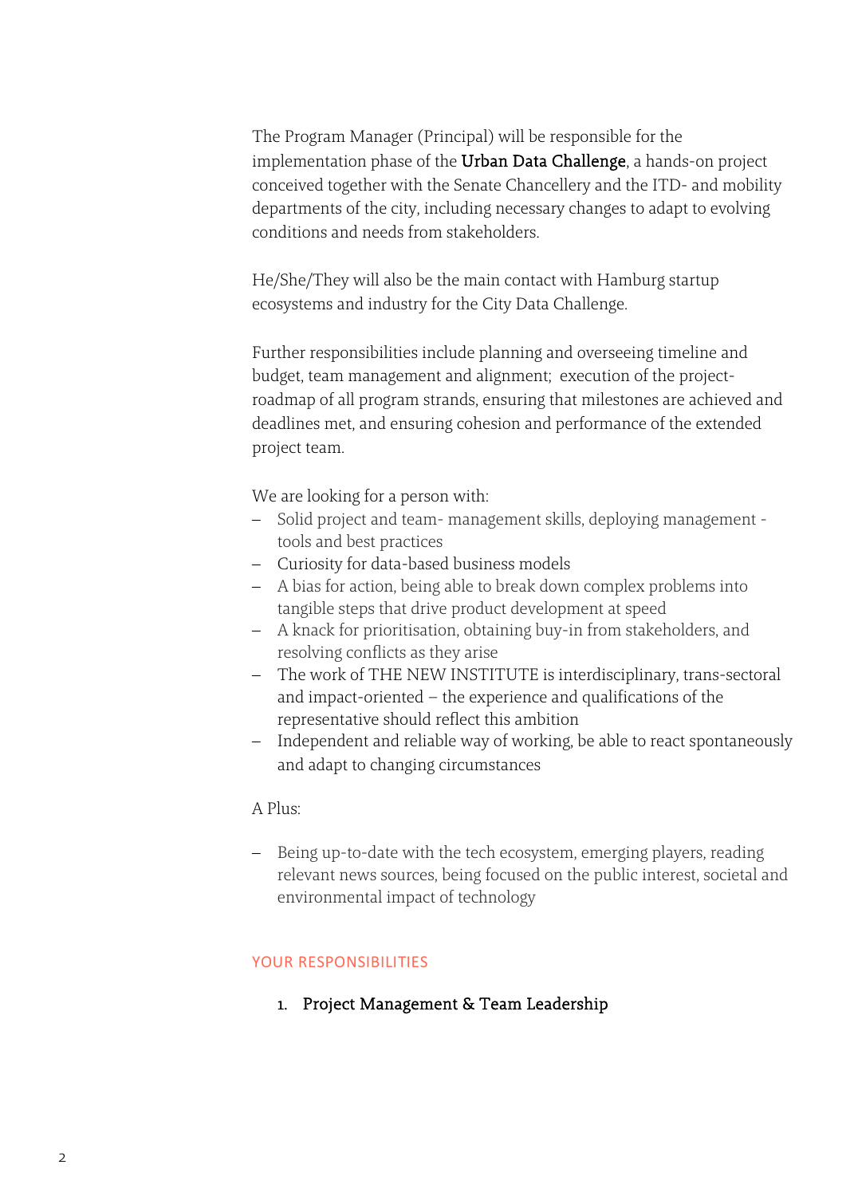The Program Manager (Principal) will be responsible for the implementation phase of the **Urban Data Challenge**, a hands-on project conceived together with the Senate Chancellery and the ITD- and mobility departments of the city, including necessary changes to adapt to evolving conditions and needs from stakeholders.

He/She/They will also be the main contact with Hamburg startup ecosystems and industry for the City Data Challenge.

Further responsibilities include planning and overseeing timeline and budget, team management and alignment; execution of the project-roadmap of all program strands, ensuring that milestones are achieved and deadlines met, and ensuring cohesion and performance of the extended project team.

We are looking for a person with:

- Solid project and team- management skills, deploying management - tools and best practices
- Curiosity for data-based business models
- A bias for action, being able to break down complex problems into tangible steps that drive product development at speed
- A knack for prioritisation, obtaining buy-in from stakeholders, and resolving conflicts as they arise
- The work of THE NEW INSTITUTE is interdisciplinary, trans-sectoral and impact-oriented – the experience and qualifications of the representative should reflect this ambition
- Independent and reliable way of working, be able to react spontaneously and adapt to changing circumstances

A Plus:

- Being up-to-date with the tech ecosystem, emerging players, reading relevant news sources, being focused on the public interest, societal and environmental impact of technology

## YOUR RESPONSIBILITIES

1. Project Management & Team Leadership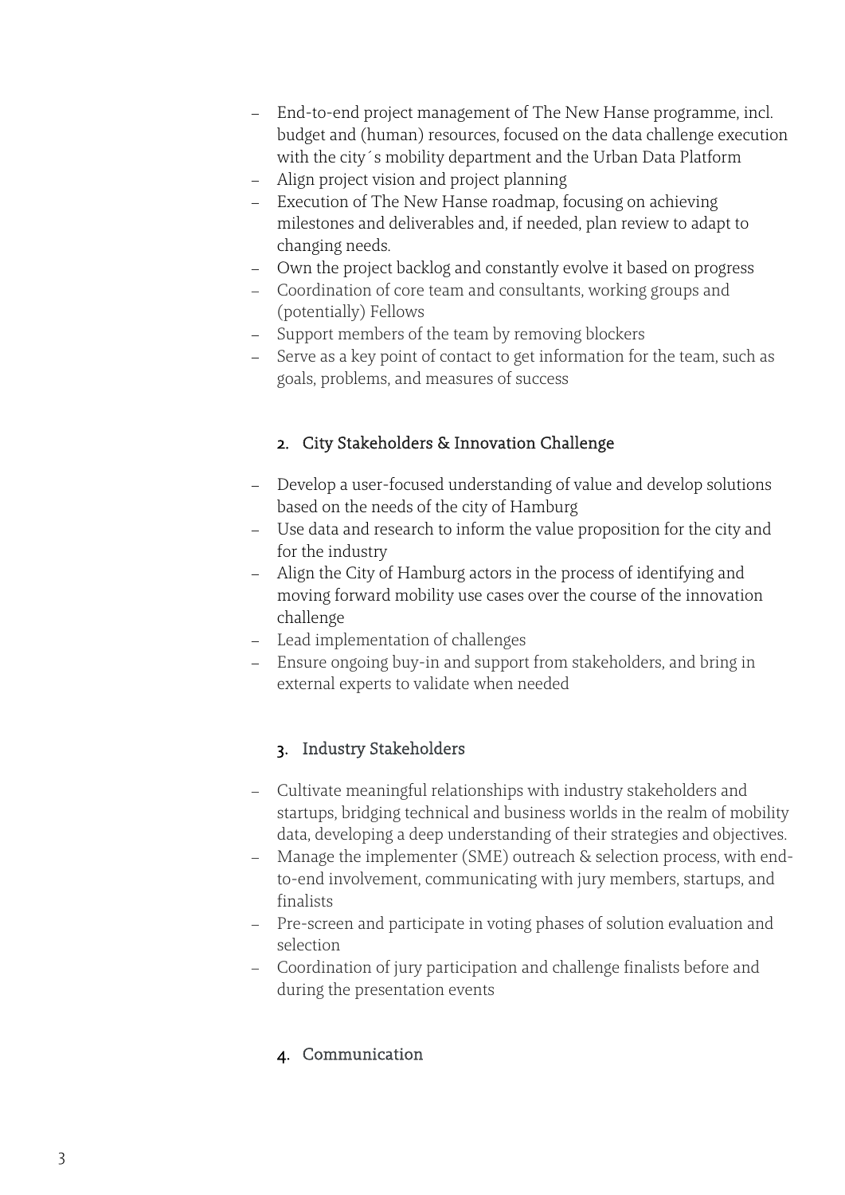- End-to-end project management of The New Hanse programme, incl. budget and (human) resources, focused on the data challenge execution with the city´s mobility department and the Urban Data Platform
- Align project vision and project planning
- Execution of The New Hanse roadmap, focusing on achieving milestones and deliverables and, if needed, plan review to adapt to changing needs.
- Own the project backlog and constantly evolve it based on progress
- Coordination of core team and consultants, working groups and (potentially) Fellows
- Support members of the team by removing blockers
- Serve as a key point of contact to get information for the team, such as goals, problems, and measures of success

### 2. City Stakeholders & Innovation Challenge

- Develop a user-focused understanding of value and develop solutions based on the needs of the city of Hamburg
- Use data and research to inform the value proposition for the city and for the industry
- Align the City of Hamburg actors in the process of identifying and moving forward mobility use cases over the course of the innovation challenge
- Lead implementation of challenges
- Ensure ongoing buy-in and support from stakeholders, and bring in external experts to validate when needed

### 3. Industry Stakeholders

- Cultivate meaningful relationships with industry stakeholders and startups, bridging technical and business worlds in the realm of mobility data, developing a deep understanding of their strategies and objectives.
- Manage the implementer (SME) outreach & selection process, with end-to-end involvement, communicating with jury members, startups, and finalists
- Pre-screen and participate in voting phases of solution evaluation and selection
- Coordination of jury participation and challenge finalists before and during the presentation events

### 4. Communication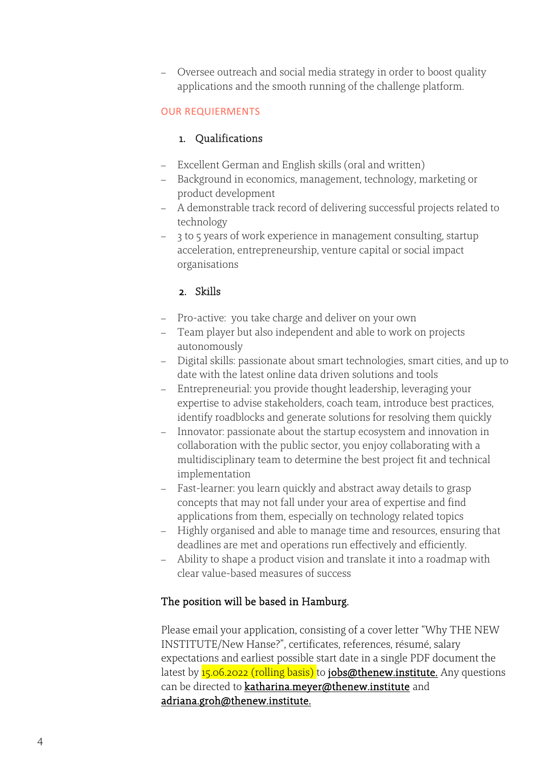- Oversee outreach and social media strategy in order to boost quality applications and the smooth running of the challenge platform.

## OUR REQUIERMENTS

### 1. Qualifications

- Excellent German and English skills (oral and written)
- Background in economics, management, technology, marketing or product development
- A demonstrable track record of delivering successful projects related to technology
- 3 to 5 years of work experience in management consulting, startup acceleration, entrepreneurship, venture capital or social impact organisations

### 2. Skills

- Pro-active: you take charge and deliver on your own
- Team player but also independent and able to work on projects autonomously
- Digital skills: passionate about smart technologies, smart cities, and up to date with the latest online data driven solutions and tools
- Entrepreneurial: you provide thought leadership, leveraging your expertise to advise stakeholders, coach team, introduce best practices, identify roadblocks and generate solutions for resolving them quickly
- Innovator: passionate about the startup ecosystem and innovation in collaboration with the public sector, you enjoy collaborating with a multidisciplinary team to determine the best project fit and technical implementation
- Fast-learner: you learn quickly and abstract away details to grasp concepts that may not fall under your area of expertise and find applications from them, especially on technology related topics
- Highly organised and able to manage time and resources, ensuring that deadlines are met and operations run effectively and efficiently.
- Ability to shape a product vision and translate it into a roadmap with clear value-based measures of success

**The position will be based in Hamburg.**

Please email your application, consisting of a cover letter "Why THE NEW INSTITUTE/New Hanse?", certificates, references, résumé, salary expectations and earliest possible start date in a single PDF document the latest by 15.06.2022 (rolling basis) to jobs@thenew.institute. Any questions can be directed to katharina.meyer@thenew.institute and adriana.groh@thenew.institute.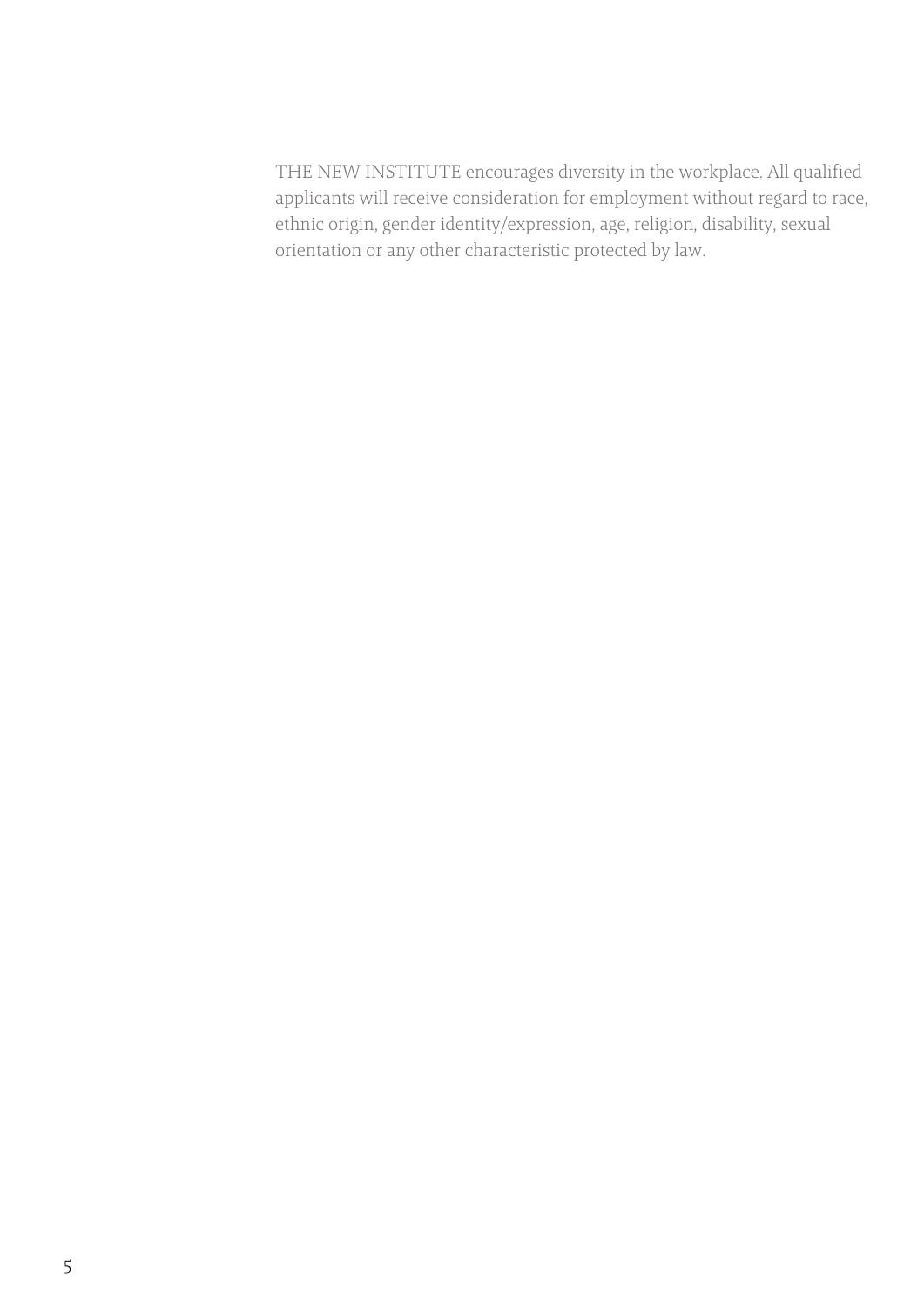THE NEW INSTITUTE encourages diversity in the workplace. All qualified applicants will receive consideration for employment without regard to race, ethnic origin, gender identity/expression, age, religion, disability, sexual orientation or any other characteristic protected by law.